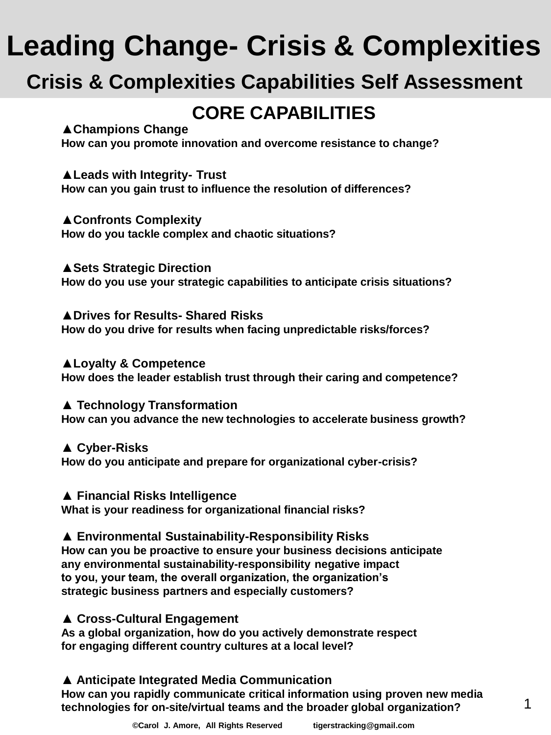# Leading Change- Crisis & Complexities

## Crisis & Complexities Capabilities Self Assessment

## CORE CAPABILITIES

**▲Champions Change**
**How can you promote innovation and overcome resistance to change?**

**▲Leads with Integrity- Trust**
**How can you gain trust to influence the resolution of differences?**

**▲Confronts Complexity**
**How do you tackle complex and chaotic situations?**

**▲Sets Strategic Direction**
**How do you use your strategic capabilities to anticipate crisis situations?**

**▲Drives for Results- Shared Risks**
**How do you drive for results when facing unpredictable risks/forces?**

**▲Loyalty & Competence**
**How does the leader establish trust through their caring and competence?**

**▲ Technology Transformation**
**How can you advance the new technologies to accelerate business growth?**

**▲ Cyber-Risks**
**How do you anticipate and prepare for organizational cyber-crisis?**

**▲ Financial Risks Intelligence**
**What is your readiness for organizational financial risks?**

**▲ Environmental Sustainability-Responsibility Risks**
**How can you be proactive to ensure your business decisions anticipate any environmental sustainability-responsibility negative impact to you, your team, the overall organization, the organization's strategic business partners and especially customers?**

**▲ Cross-Cultural Engagement**
**As a global organization, how do you actively demonstrate respect for engaging different country cultures at a local level?**

**▲ Anticipate Integrated Media Communication**
**How can you rapidly communicate critical information using proven new media technologies for on-site/virtual teams and the broader global organization?**

©Carol J. Amore, All Rights Reserved tigerstracking@gmail.com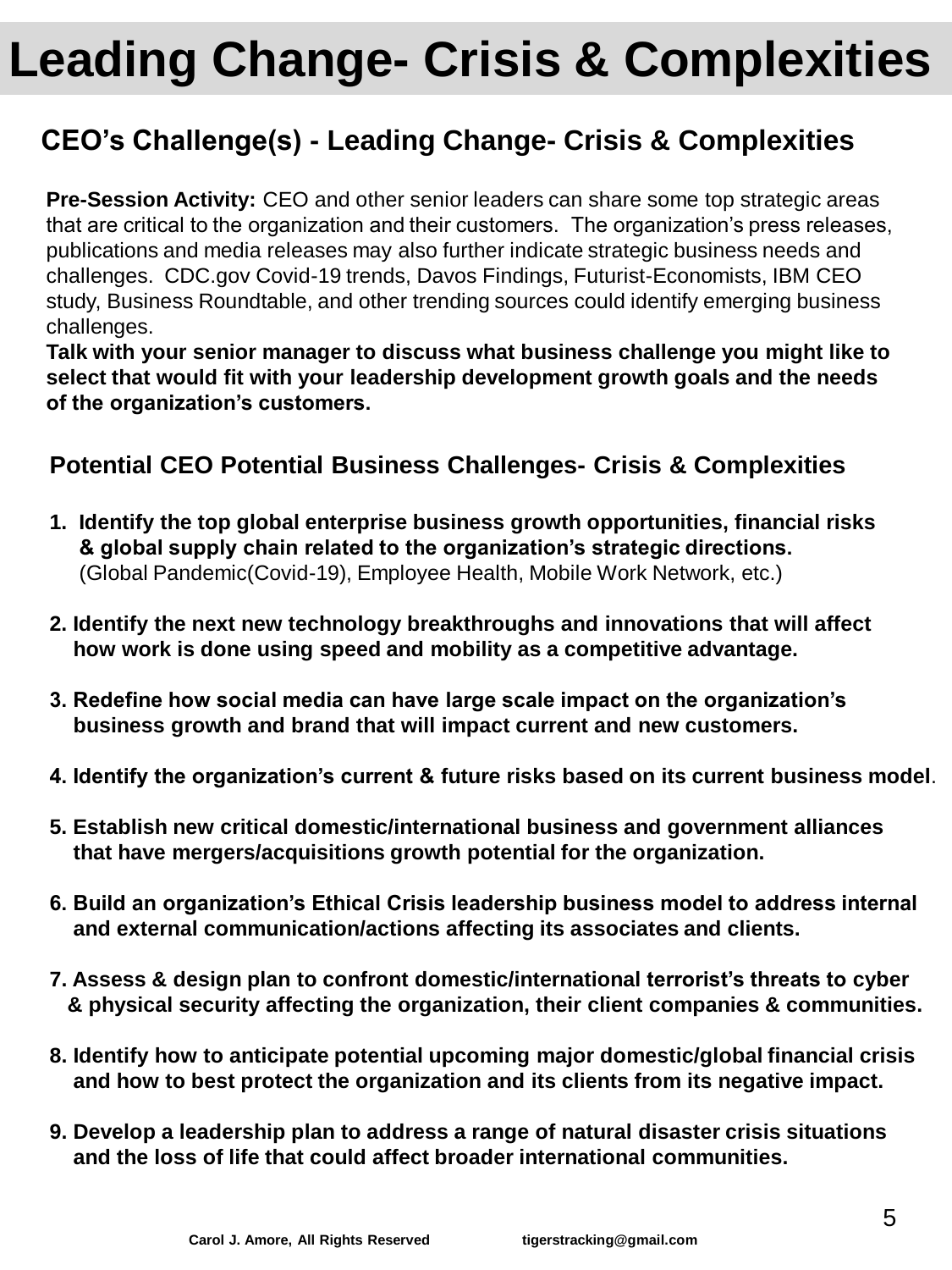# Leading Change- Crisis & Complexities

## CEO's Challenge(s) - Leading Change- Crisis & Complexities

**Pre-Session Activity:** CEO and other senior leaders can share some top strategic areas that are critical to the organization and their customers. The organization's press releases, publications and media releases may also further indicate strategic business needs and challenges. CDC.gov Covid-19 trends, Davos Findings, Futurist-Economists, IBM CEO study, Business Roundtable, and other trending sources could identify emerging business challenges.
**Talk with your senior manager to discuss what business challenge you might like to select that would fit with your leadership development growth goals and the needs of the organization's customers.**

## Potential CEO Potential Business Challenges- Crisis & Complexities

1. **Identify the top global enterprise business growth opportunities, financial risks & global supply chain related to the organization's strategic directions.** (Global Pandemic(Covid-19), Employee Health, Mobile Work Network, etc.)
2. **Identify the next new technology breakthroughs and innovations that will affect how work is done using speed and mobility as a competitive advantage.**
3. **Redefine how social media can have large scale impact on the organization's business growth and brand that will impact current and new customers.**
4. **Identify the organization's current & future risks based on its current business model**.
5. **Establish new critical domestic/international business and government alliances that have mergers/acquisitions growth potential for the organization.**
6. **Build an organization's Ethical Crisis leadership business model to address internal and external communication/actions affecting its associates and clients.**
7. **Assess & design plan to confront domestic/international terrorist's threats to cyber & physical security affecting the organization, their client companies & communities.**
8. **Identify how to anticipate potential upcoming major domestic/global financial crisis and how to best protect the organization and its clients from its negative impact.**
9. **Develop a leadership plan to address a range of natural disaster crisis situations and the loss of life that could affect broader international communities.**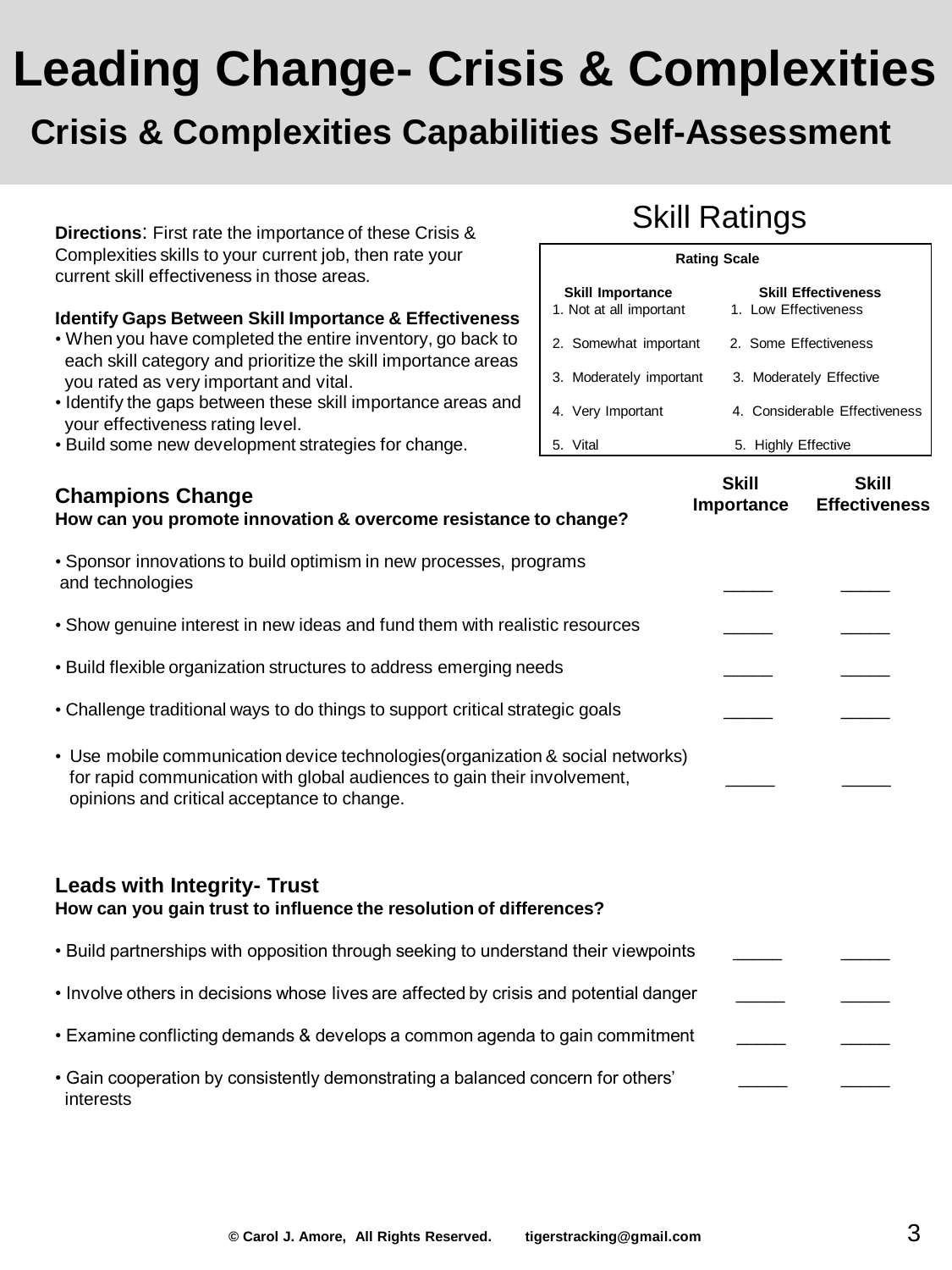# Leading Change- Crisis & Complexities

## Crisis & Complexities Capabilities Self-Assessment

**Directions**: First rate the importance of these Crisis & Complexities skills to your current job, then rate your current skill effectiveness in those areas.

**Identify Gaps Between Skill Importance & Effectiveness**

- When you have completed the entire inventory, go back to each skill category and prioritize the skill importance areas you rated as very important and vital.
- Identify the gaps between these skill importance areas and your effectiveness rating level.
- Build some new development strategies for change.

### Skill Ratings

| Rating Scale | |
|---|---|
| **Skill Importance** | **Skill Effectiveness** |
| 1. Not at all important | 1. Low Effectiveness |
| 2. Somewhat important | 2. Some Effectiveness |
| 3. Moderately important | 3. Moderately Effective |
| 4. Very Important | 4. Considerable Effectiveness |
| 5. Vital | 5. Highly Effective |

### Champions Change

**How can you promote innovation & overcome resistance to change?**

| | Skill Importance | Skill Effectiveness |
|---|---|---|
| • Sponsor innovations to build optimism in new processes, programs and technologies | _____ | _____ |
| • Show genuine interest in new ideas and fund them with realistic resources | _____ | _____ |
| • Build flexible organization structures to address emerging needs | _____ | _____ |
| • Challenge traditional ways to do things to support critical strategic goals | _____ | _____ |
| • Use mobile communication device technologies(organization & social networks) for rapid communication with global audiences to gain their involvement, opinions and critical acceptance to change. | _____ | _____ |

### Leads with Integrity- Trust

**How can you gain trust to influence the resolution of differences?**

| | Skill Importance | Skill Effectiveness |
|---|---|---|
| • Build partnerships with opposition through seeking to understand their viewpoints | _____ | _____ |
| • Involve others in decisions whose lives are affected by crisis and potential danger | _____ | _____ |
| • Examine conflicting demands & develops a common agenda to gain commitment | _____ | _____ |
| • Gain cooperation by consistently demonstrating a balanced concern for others' interests | _____ | _____ |

© Carol J. Amore, All Rights Reserved. tigerstracking@gmail.com